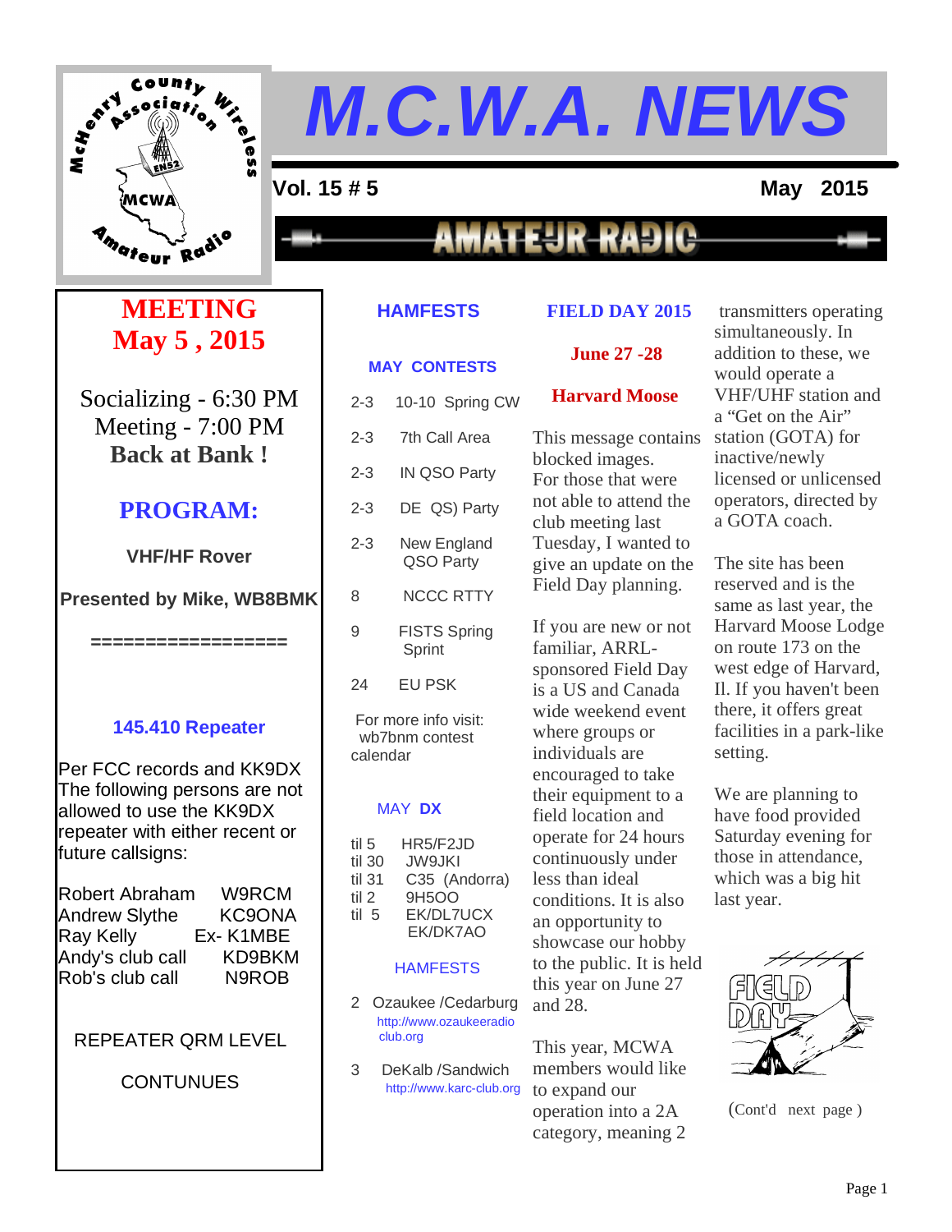# M.C.W.A. NEWS

**Vol. 15 # 5** **May 2015**

AMATEUR RADIO

## MEETING
## May 5 , 2015

Socializing - 6:30 PM
Meeting - 7:00 PM
**Back at Bank !**

## PROGRAM:

**VHF/HF Rover**

**Presented by Mike, WB8BMK**

=================

### 145.410 Repeater

Per FCC records and KK9DX The following persons are not allowed to use the KK9DX repeater with either recent or future callsigns:

| | |
|---|---|
| Robert Abraham | W9RCM |
| Andrew Slythe | KC9ONA |
| Ray Kelly | Ex- K1MBE |
| Andy's club call | KD9BKM |
| Rob's club call | N9ROB |

REPEATER QRM LEVEL

CONTUNUES

## HAMFESTS

### MAY CONTESTS

| | |
|---|---|
| 2-3 | 10-10 Spring CW |
| 2-3 | 7th Call Area |
| 2-3 | IN QSO Party |
| 2-3 | DE QS) Party |
| 2-3 | New England QSO Party |
| 8 | NCCC RTTY |
| 9 | FISTS Spring Sprint |
| 24 | EU PSK |

For more info visit: wb7bnm contest calendar

### MAY DX

| | |
|---|---|
| til 5 | HR5/F2JD |
| til 30 | JW9JKI |
| til 31 | C35 (Andorra) |
| til 2 | 9H5OO |
| til 5 | EK/DL7UCX EK/DK7AO |

### HAMFESTS

2 Ozaukee /Cedarburg http://www.ozaukeeradioclub.org

3 DeKalb /Sandwich http://www.karc-club.org

## FIELD DAY 2015

**June 27 -28**

**Harvard Moose**

This message contains blocked images. For those that were not able to attend the club meeting last Tuesday, I wanted to give an update on the Field Day planning.

If you are new or not familiar, ARRL-sponsored Field Day is a US and Canada wide weekend event where groups or individuals are encouraged to take their equipment to a field location and operate for 24 hours continuously under less than ideal conditions. It is also an opportunity to showcase our hobby to the public. It is held this year on June 27 and 28.

This year, MCWA members would like to expand our operation into a 2A category, meaning 2 transmitters operating simultaneously. In addition to these, we would operate a VHF/UHF station and a "Get on the Air" station (GOTA) for inactive/newly licensed or unlicensed operators, directed by a GOTA coach.

The site has been reserved and is the same as last year, the Harvard Moose Lodge on route 173 on the west edge of Harvard, Il. If you haven't been there, it offers great facilities in a park-like setting.

We are planning to have food provided Saturday evening for those in attendance, which was a big hit last year.

(Cont'd next page )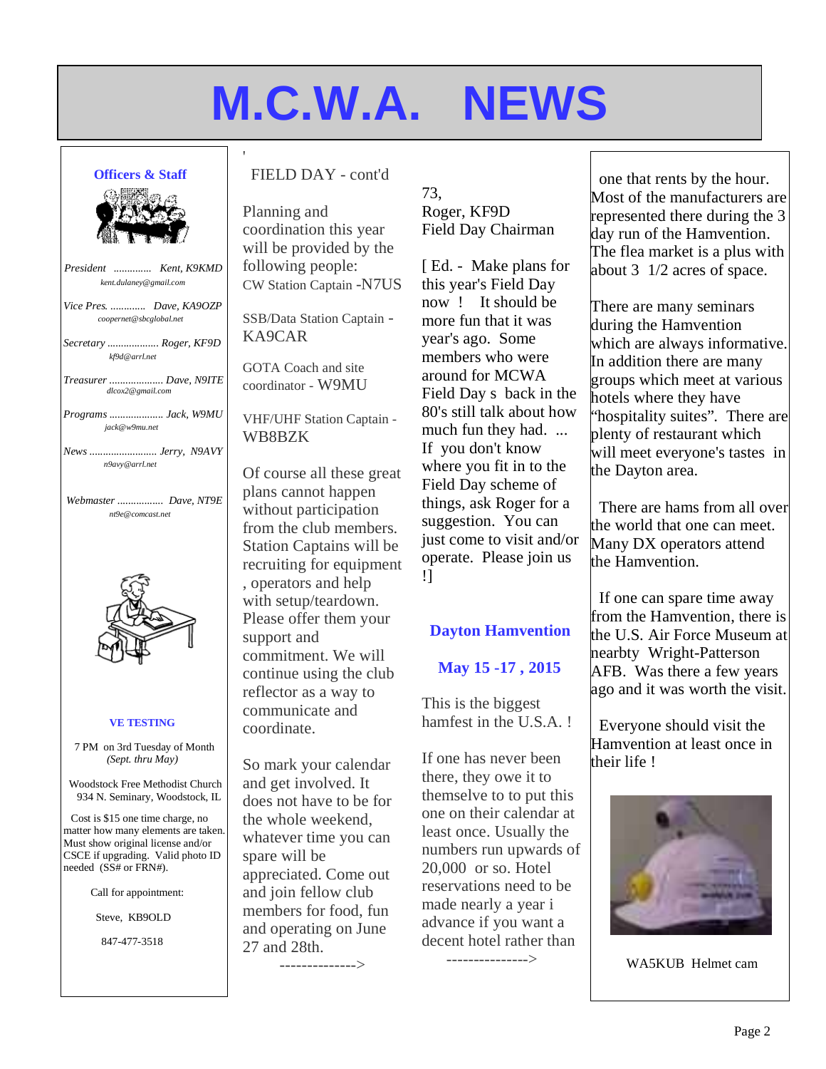# M.C.W.A. NEWS

## Officers & Staff

*President* ............. *Kent, K9KMD*
*kent.dulaney@gmail.com*

*Vice Pres.* ............. *Dave, KA9OZP*
*coopernet@sbcglobal.net*

*Secretary* .................. *Roger, KF9D*
*kf9d@arrl.net*

*Treasurer* .................... *Dave, N9ITE*
*dlcox2@gmail.com*

*Programs* .................... *Jack, W9MU*
*jack@w9mu.net*

*News* ......................... *Jerry, N9AVY*
*n9avy@arrl.net*

*Webmaster* ................. *Dave, NT9E*
*nt9e@comcast.net*

### VE TESTING

7 PM on 3rd Tuesday of Month
*(Sept. thru May)*

Woodstock Free Methodist Church
934 N. Seminary, Woodstock, IL

Cost is $15 one time charge, no matter how many elements are taken. Must show original license and/or CSCE if upgrading. Valid photo ID needed (SS# or FRN#).

Call for appointment:

Steve, KB9OLD

847-477-3518

## FIELD DAY - cont'd

Planning and coordination this year will be provided by the following people:

CW Station Captain -N7US

SSB/Data Station Captain - KA9CAR

GOTA Coach and site coordinator - W9MU

VHF/UHF Station Captain - WB8BZK

Of course all these great plans cannot happen without participation from the club members. Station Captains will be recruiting for equipment , operators and help with setup/teardown. Please offer them your support and commitment. We will continue using the club reflector as a way to communicate and coordinate.

So mark your calendar and get involved. It does not have to be for the whole weekend, whatever time you can spare will be appreciated. Come out and join fellow club members for food, fun and operating on June 27 and 28th.

-------------->

73,
Roger, KF9D
Field Day Chairman

[ Ed. - Make plans for this year's Field Day now ! It should be more fun that it was year's ago. Some members who were around for MCWA Field Day s back in the 80's still talk about how much fun they had. ... If you don't know where you fit in to the Field Day scheme of things, ask Roger for a suggestion. You can just come to visit and/or operate. Please join us !]

## Dayton Hamvention

### May 15 -17 , 2015

This is the biggest hamfest in the U.S.A. !

If one has never been there, they owe it to themselve to to put this one on their calendar at least once. Usually the numbers run upwards of 20,000 or so. Hotel reservations need to be made nearly a year i advance if you want a decent hotel rather than

--------------->

one that rents by the hour. Most of the manufacturers are represented there during the 3 day run of the Hamvention. The flea market is a plus with about 3 1/2 acres of space.

There are many seminars during the Hamvention which are always informative. In addition there are many groups which meet at various hotels where they have "hospitality suites". There are plenty of restaurant which will meet everyone's tastes in the Dayton area.

There are hams from all over the world that one can meet. Many DX operators attend the Hamvention.

If one can spare time away from the Hamvention, there is the U.S. Air Force Museum at nearbty Wright-Patterson AFB. Was there a few years ago and it was worth the visit.

Everyone should visit the Hamvention at least once in their life !

WA5KUB Helmet cam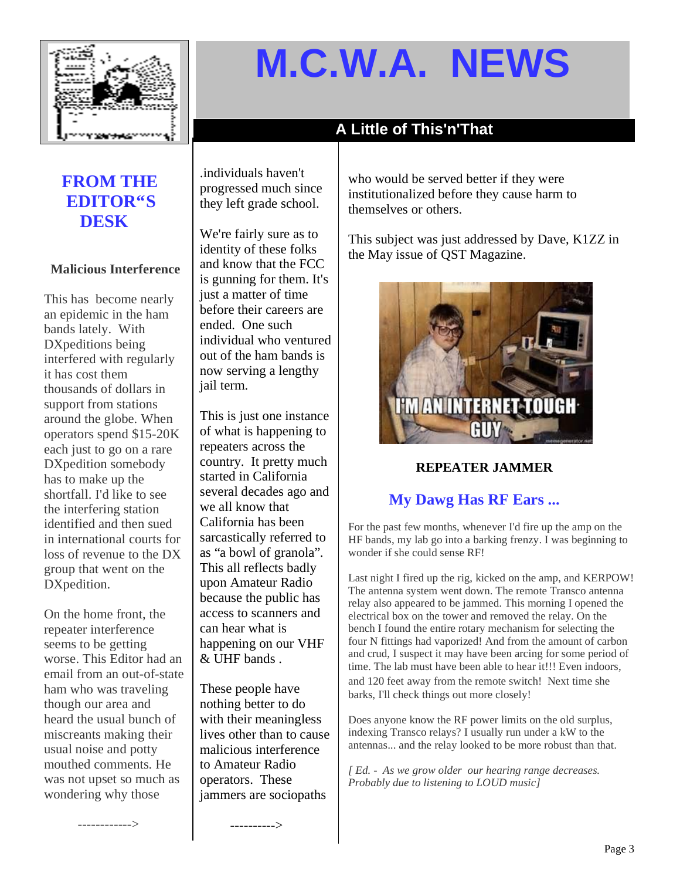# M.C.W.A. NEWS

## A Little of This'n'That

### FROM THE EDITOR"S DESK

**Malicious Interference**

This has become nearly an epidemic in the ham bands lately. With DXpeditions being interfered with regularly it has cost them thousands of dollars in support from stations around the globe. When operators spend $15-20K each just to go on a rare DXpedition somebody has to make up the shortfall. I'd like to see the interfering station identified and then sued in international courts for loss of revenue to the DX group that went on the DXpedition.

On the home front, the repeater interference seems to be getting worse. This Editor had an email from an out-of-state ham who was traveling though our area and heard the usual bunch of miscreants making their usual noise and potty mouthed comments. He was not upset so much as wondering why those

------------>

.individuals haven't progressed much since they left grade school.

We're fairly sure as to identity of these folks and know that the FCC is gunning for them. It's just a matter of time before their careers are ended. One such individual who ventured out of the ham bands is now serving a lengthy jail term.

This is just one instance of what is happening to repeaters across the country. It pretty much started in California several decades ago and we all know that California has been sarcastically referred to as "a bowl of granola". This all reflects badly upon Amateur Radio because the public has access to scanners and can hear what is happening on our VHF & UHF bands .

These people have nothing better to do with their meaningless lives other than to cause malicious interference to Amateur Radio operators. These jammers are sociopaths

---------->

who would be served better if they were institutionalized before they cause harm to themselves or others.

This subject was just addressed by Dave, K1ZZ in the May issue of QST Magazine.

**REPEATER JAMMER**

### My Dawg Has RF Ears ...

For the past few months, whenever I'd fire up the amp on the HF bands, my lab go into a barking frenzy. I was beginning to wonder if she could sense RF!

Last night I fired up the rig, kicked on the amp, and KERPOW! The antenna system went down. The remote Transco antenna relay also appeared to be jammed. This morning I opened the electrical box on the tower and removed the relay. On the bench I found the entire rotary mechanism for selecting the four N fittings had vaporized! And from the amount of carbon and crud, I suspect it may have been arcing for some period of time. The lab must have been able to hear it!!! Even indoors, and 120 feet away from the remote switch! Next time she barks, I'll check things out more closely!

Does anyone know the RF power limits on the old surplus, indexing Transco relays? I usually run under a kW to the antennas... and the relay looked to be more robust than that.

*[ Ed. - As we grow older our hearing range decreases. Probably due to listening to LOUD music]*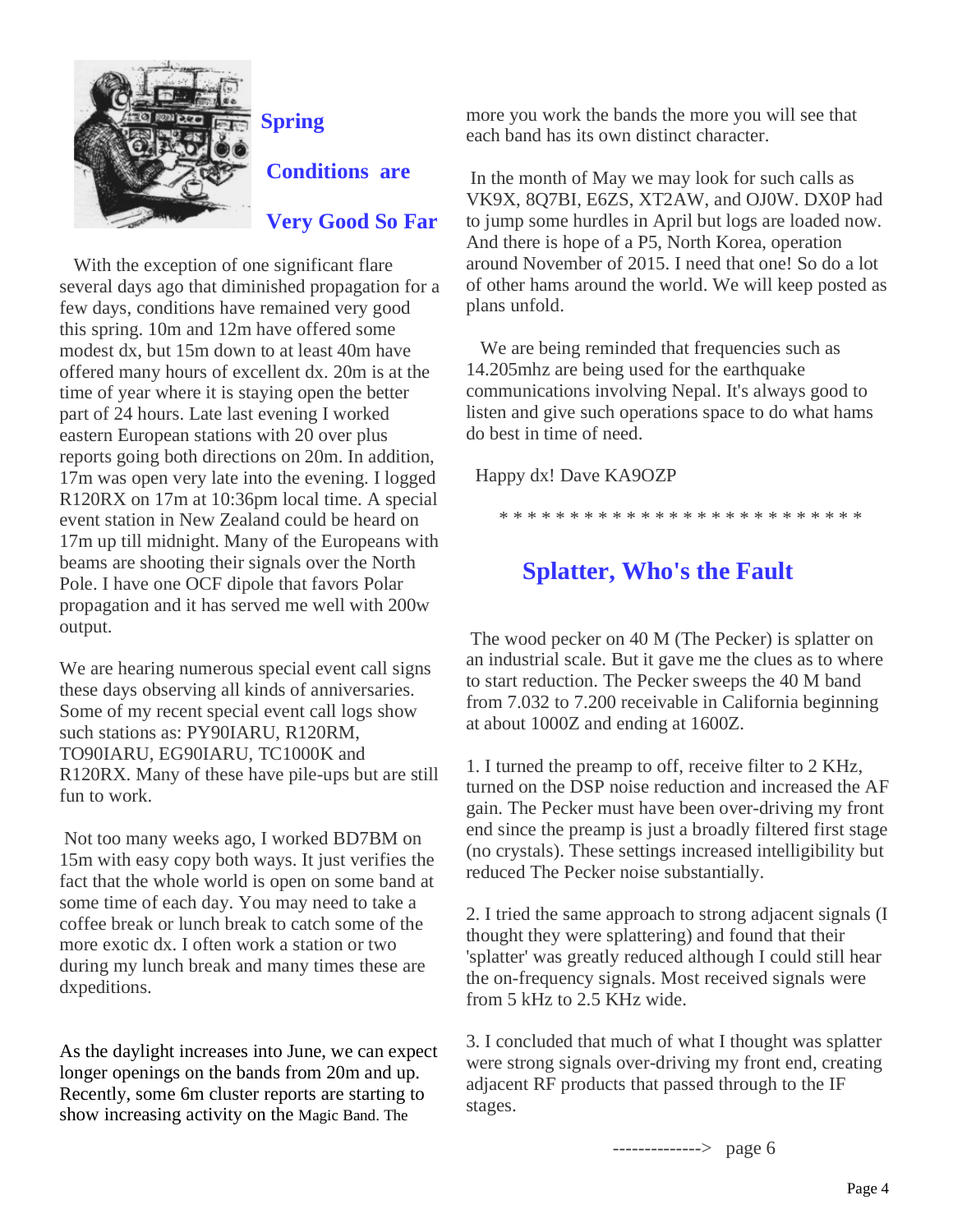## Spring Conditions are Very Good So Far

With the exception of one significant flare several days ago that diminished propagation for a few days, conditions have remained very good this spring. 10m and 12m have offered some modest dx, but 15m down to at least 40m have offered many hours of excellent dx. 20m is at the time of year where it is staying open the better part of 24 hours. Late last evening I worked eastern European stations with 20 over plus reports going both directions on 20m. In addition, 17m was open very late into the evening. I logged R120RX on 17m at 10:36pm local time. A special event station in New Zealand could be heard on 17m up till midnight. Many of the Europeans with beams are shooting their signals over the North Pole. I have one OCF dipole that favors Polar propagation and it has served me well with 200w output.

We are hearing numerous special event call signs these days observing all kinds of anniversaries. Some of my recent special event call logs show such stations as: PY90IARU, R120RM, TO90IARU, EG90IARU, TC1000K and R120RX. Many of these have pile-ups but are still fun to work.

Not too many weeks ago, I worked BD7BM on 15m with easy copy both ways. It just verifies the fact that the whole world is open on some band at some time of each day. You may need to take a coffee break or lunch break to catch some of the more exotic dx. I often work a station or two during my lunch break and many times these are dxpeditions.

As the daylight increases into June, we can expect longer openings on the bands from 20m and up. Recently, some 6m cluster reports are starting to show increasing activity on the Magic Band. The more you work the bands the more you will see that each band has its own distinct character.

In the month of May we may look for such calls as VK9X, 8Q7BI, E6ZS, XT2AW, and OJ0W. DX0P had to jump some hurdles in April but logs are loaded now. And there is hope of a P5, North Korea, operation around November of 2015. I need that one! So do a lot of other hams around the world. We will keep posted as plans unfold.

We are being reminded that frequencies such as 14.205mhz are being used for the earthquake communications involving Nepal. It's always good to listen and give such operations space to do what hams do best in time of need.

Happy dx! Dave KA9OZP

* * * * * * * * * * * * * * * * * * * * * * * * * *

## Splatter, Who's the Fault

The wood pecker on 40 M (The Pecker) is splatter on an industrial scale. But it gave me the clues as to where to start reduction. The Pecker sweeps the 40 M band from 7.032 to 7.200 receivable in California beginning at about 1000Z and ending at 1600Z.

1. I turned the preamp to off, receive filter to 2 KHz, turned on the DSP noise reduction and increased the AF gain. The Pecker must have been over-driving my front end since the preamp is just a broadly filtered first stage (no crystals). These settings increased intelligibility but reduced The Pecker noise substantially.

2. I tried the same approach to strong adjacent signals (I thought they were splattering) and found that their 'splatter' was greatly reduced although I could still hear the on-frequency signals. Most received signals were from 5 kHz to 2.5 KHz wide.

3. I concluded that much of what I thought was splatter were strong signals over-driving my front end, creating adjacent RF products that passed through to the IF stages.

--------------> page 6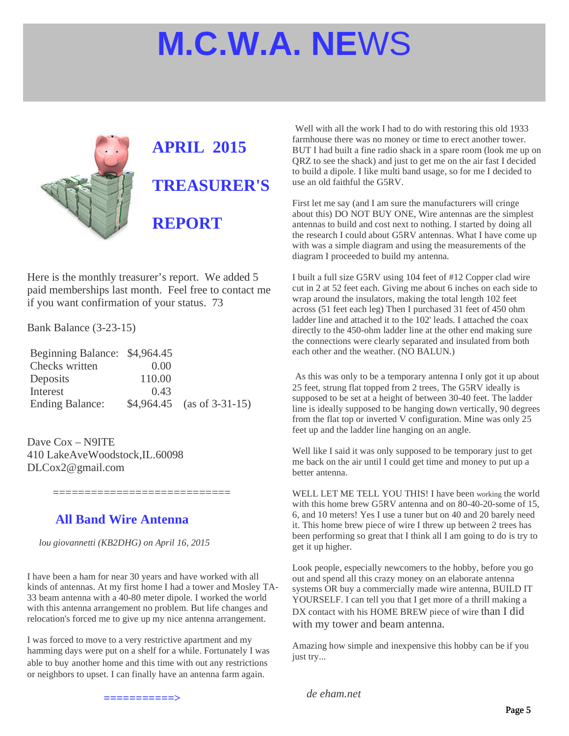# M.C.W.A. NEWS

## APRIL 2015

## TREASURER'S REPORT

Here is the monthly treasurer's report. We added 5 paid memberships last month. Feel free to contact me if you want confirmation of your status. 73

Bank Balance (3-23-15)

| | | |
|---|---|---|
| Beginning Balance: | $4,964.45 | |
| Checks written | 0.00 | |
| Deposits | 110.00 | |
| Interest | 0.43 | |
| Ending Balance: | $4,964.45 | (as of 3-31-15) |

Dave Cox – N9ITE
410 LakeAveWoodstock,IL.60098
DLCox2@gmail.com

===========================

## All Band Wire Antenna

*lou giovannetti (KB2DHG) on April 16, 2015*

I have been a ham for near 30 years and have worked with all kinds of antennas. At my first home I had a tower and Mosley TA-33 beam antenna with a 40-80 meter dipole. I worked the world with this antenna arrangement no problem. But life changes and relocation's forced me to give up my nice antenna arrangement.

I was forced to move to a very restrictive apartment and my hamming days were put on a shelf for a while. Fortunately I was able to buy another home and this time with out any restrictions or neighbors to upset. I can finally have an antenna farm again.

===========>

Well with all the work I had to do with restoring this old 1933 farmhouse there was no money or time to erect another tower. BUT I had built a fine radio shack in a spare room (look me up on QRZ to see the shack) and just to get me on the air fast I decided to build a dipole. I like multi band usage, so for me I decided to use an old faithful the G5RV.

First let me say (and I am sure the manufacturers will cringe about this) DO NOT BUY ONE, Wire antennas are the simplest antennas to build and cost next to nothing. I started by doing all the research I could about G5RV antennas. What I have come up with was a simple diagram and using the measurements of the diagram I proceeded to build my antenna.

I built a full size G5RV using 104 feet of #12 Copper clad wire cut in 2 at 52 feet each. Giving me about 6 inches on each side to wrap around the insulators, making the total length 102 feet across (51 feet each leg) Then I purchased 31 feet of 450 ohm ladder line and attached it to the 102' leads. I attached the coax directly to the 450-ohm ladder line at the other end making sure the connections were clearly separated and insulated from both each other and the weather. (NO BALUN.)

As this was only to be a temporary antenna I only got it up about 25 feet, strung flat topped from 2 trees, The G5RV ideally is supposed to be set at a height of between 30-40 feet. The ladder line is ideally supposed to be hanging down vertically, 90 degrees from the flat top or inverted V configuration. Mine was only 25 feet up and the ladder line hanging on an angle.

Well like I said it was only supposed to be temporary just to get me back on the air until I could get time and money to put up a better antenna.

WELL LET ME TELL YOU THIS! I have been working the world with this home brew G5RV antenna and on 80-40-20-some of 15, 6, and 10 meters! Yes I use a tuner but on 40 and 20 barely need it. This home brew piece of wire I threw up between 2 trees has been performing so great that I think all I am going to do is try to get it up higher.

Look people, especially newcomers to the hobby, before you go out and spend all this crazy money on an elaborate antenna systems OR buy a commercially made wire antenna, BUILD IT YOURSELF. I can tell you that I get more of a thrill making a DX contact with his HOME BREW piece of wire than I did with my tower and beam antenna.

Amazing how simple and inexpensive this hobby can be if you just try...

*de eham.net*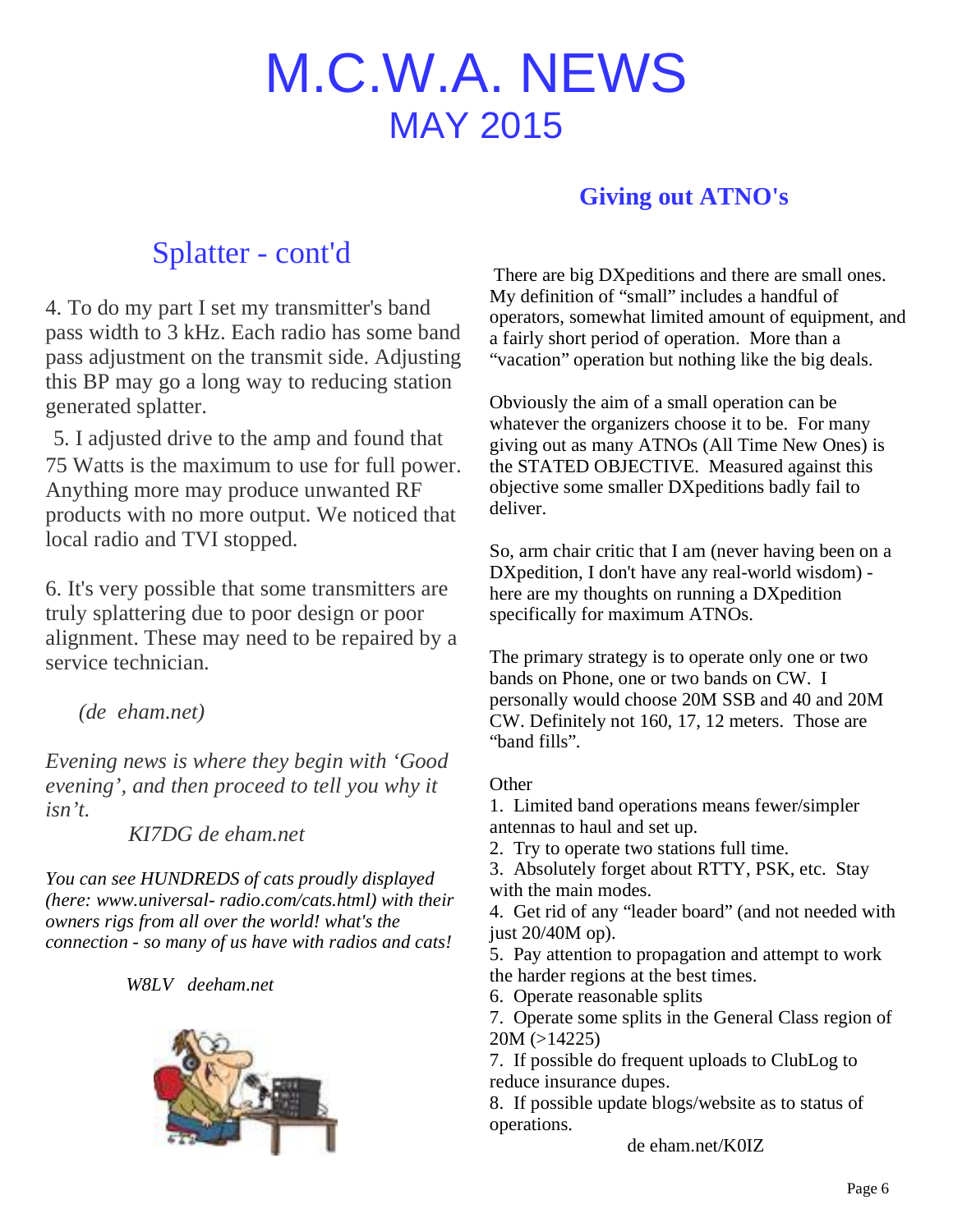# M.C.W.A. NEWS
## MAY 2015

## Splatter - cont'd

4. To do my part I set my transmitter's band pass width to 3 kHz. Each radio has some band pass adjustment on the transmit side. Adjusting this BP may go a long way to reducing station generated splatter.

5. I adjusted drive to the amp and found that 75 Watts is the maximum to use for full power. Anything more may produce unwanted RF products with no more output. We noticed that local radio and TVI stopped.

6. It's very possible that some transmitters are truly splattering due to poor design or poor alignment. These may need to be repaired by a service technician.

*(de eham.net)*

*Evening news is where they begin with 'Good evening', and then proceed to tell you why it isn't.*

*KI7DG de eham.net*

*You can see HUNDREDS of cats proudly displayed (here: www.universal- radio.com/cats.html) with their owners rigs from all over the world! what's the connection - so many of us have with radios and cats!*

*W8LV deeham.net*

## Giving out ATNO's

There are big DXpeditions and there are small ones. My definition of "small" includes a handful of operators, somewhat limited amount of equipment, and a fairly short period of operation. More than a "vacation" operation but nothing like the big deals.

Obviously the aim of a small operation can be whatever the organizers choose it to be. For many giving out as many ATNOs (All Time New Ones) is the STATED OBJECTIVE. Measured against this objective some smaller DXpeditions badly fail to deliver.

So, arm chair critic that I am (never having been on a DXpedition, I don't have any real-world wisdom) - here are my thoughts on running a DXpedition specifically for maximum ATNOs.

The primary strategy is to operate only one or two bands on Phone, one or two bands on CW. I personally would choose 20M SSB and 40 and 20M CW. Definitely not 160, 17, 12 meters. Those are "band fills".

Other

1. Limited band operations means fewer/simpler antennas to haul and set up.
2. Try to operate two stations full time.
3. Absolutely forget about RTTY, PSK, etc. Stay with the main modes.
4. Get rid of any "leader board" (and not needed with just 20/40M op).
5. Pay attention to propagation and attempt to work the harder regions at the best times.
6. Operate reasonable splits
7. Operate some splits in the General Class region of 20M (>14225)
7. If possible do frequent uploads to ClubLog to reduce insurance dupes.
8. If possible update blogs/website as to status of operations.

de eham.net/K0IZ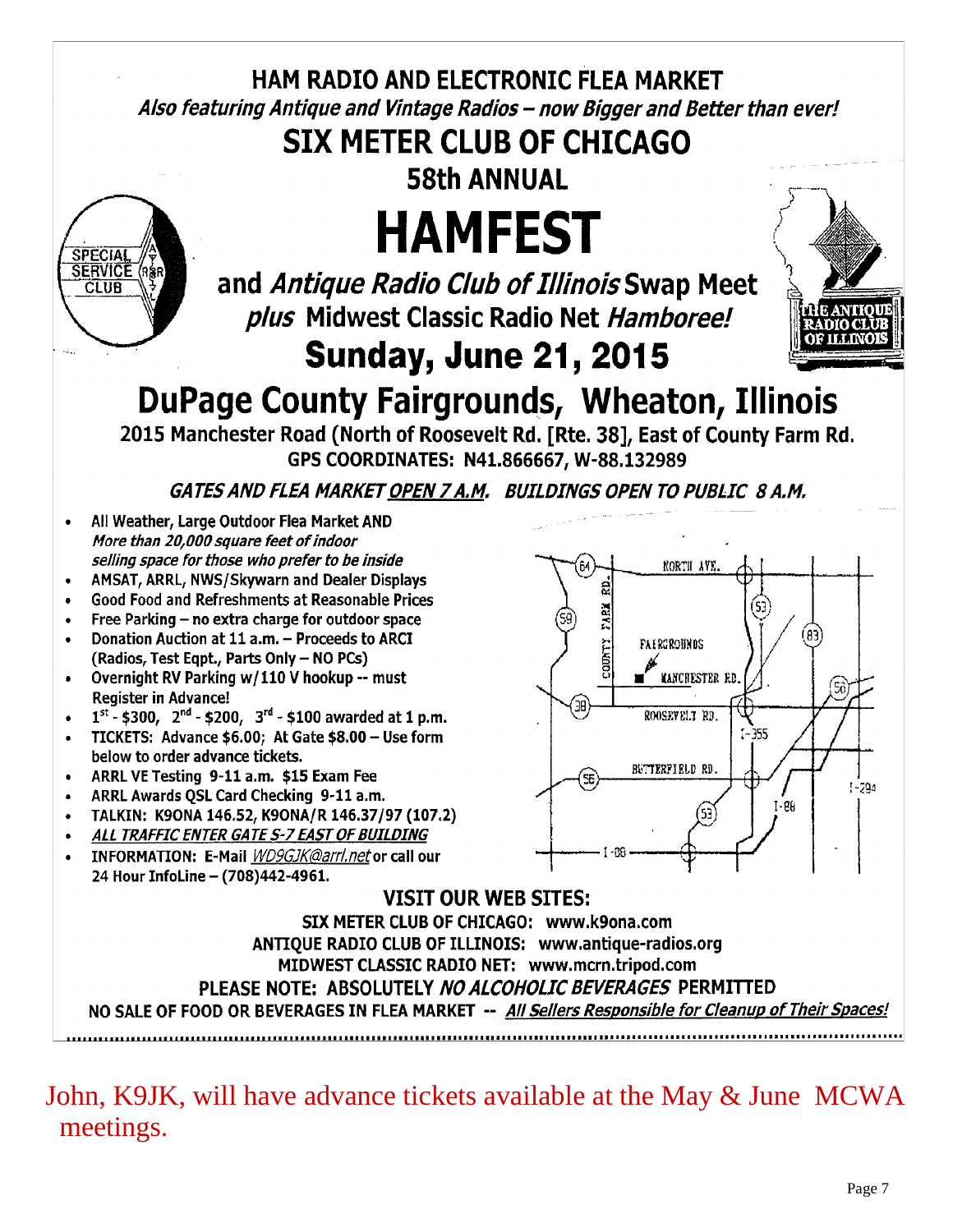# HAM RADIO AND ELECTRONIC FLEA MARKET

*Also featuring Antique and Vintage Radios – now Bigger and Better than ever!*

## SIX METER CLUB OF CHICAGO

## 58th ANNUAL

# HAMFEST

## and *Antique Radio Club of Illinois* Swap Meet

## *plus* Midwest Classic Radio Net *Hamboree!*

## Sunday, June 21, 2015

# DuPage County Fairgrounds, Wheaton, Illinois

**2015 Manchester Road (North of Roosevelt Rd. [Rte. 38], East of County Farm Rd.**

**GPS COORDINATES: N41.866667, W-88.132989**

***GATES AND FLEA MARKET OPEN 7 A.M. BUILDINGS OPEN TO PUBLIC 8 A.M.***

- All Weather, Large Outdoor Flea Market AND *More than 20,000 square feet of indoor selling space for those who prefer to be inside*
- AMSAT, ARRL, NWS/Skywarn and Dealer Displays
- Good Food and Refreshments at Reasonable Prices
- Free Parking – no extra charge for outdoor space
- Donation Auction at 11 a.m. – Proceeds to ARCI (Radios, Test Eqpt., Parts Only – NO PCs)
- Overnight RV Parking w/110 V hookup -- must Register in Advance!
- 1st - $300, 2nd - $200, 3rd - $100 awarded at 1 p.m.
- TICKETS: Advance $6.00; At Gate $8.00 – Use form below to order advance tickets.
- ARRL VE Testing 9-11 a.m. $15 Exam Fee
- ARRL Awards QSL Card Checking 9-11 a.m.
- TALKIN: K9ONA 146.52, K9ONA/R 146.37/97 (107.2)
- *ALL TRAFFIC ENTER GATE S-7 EAST OF BUILDING*
- INFORMATION: E-Mail *WD9GJK@arrl.net* or call our 24 Hour InfoLine – (708)442-4961.

64
NORTH AVE.
COUNTY FARM RD.
59
53
83
FAIRGROUNDS
MANCHESTER RD.
56
38
ROOSEVELT RD.
I-355
BUTTERFIELD RD.
56
I-294
53
I-88
I-88

## VISIT OUR WEB SITES:

**SIX METER CLUB OF CHICAGO: www.k9ona.com**

**ANTIQUE RADIO CLUB OF ILLINOIS: www.antique-radios.org**

**MIDWEST CLASSIC RADIO NET: www.mcrn.tripod.com**

**PLEASE NOTE: ABSOLUTELY *NO ALCOHOLIC BEVERAGES* PERMITTED**

**NO SALE OF FOOD OR BEVERAGES IN FLEA MARKET -- *All Sellers Responsible for Cleanup of Their Spaces!***

John, K9JK, will have advance tickets available at the May & June MCWA meetings.